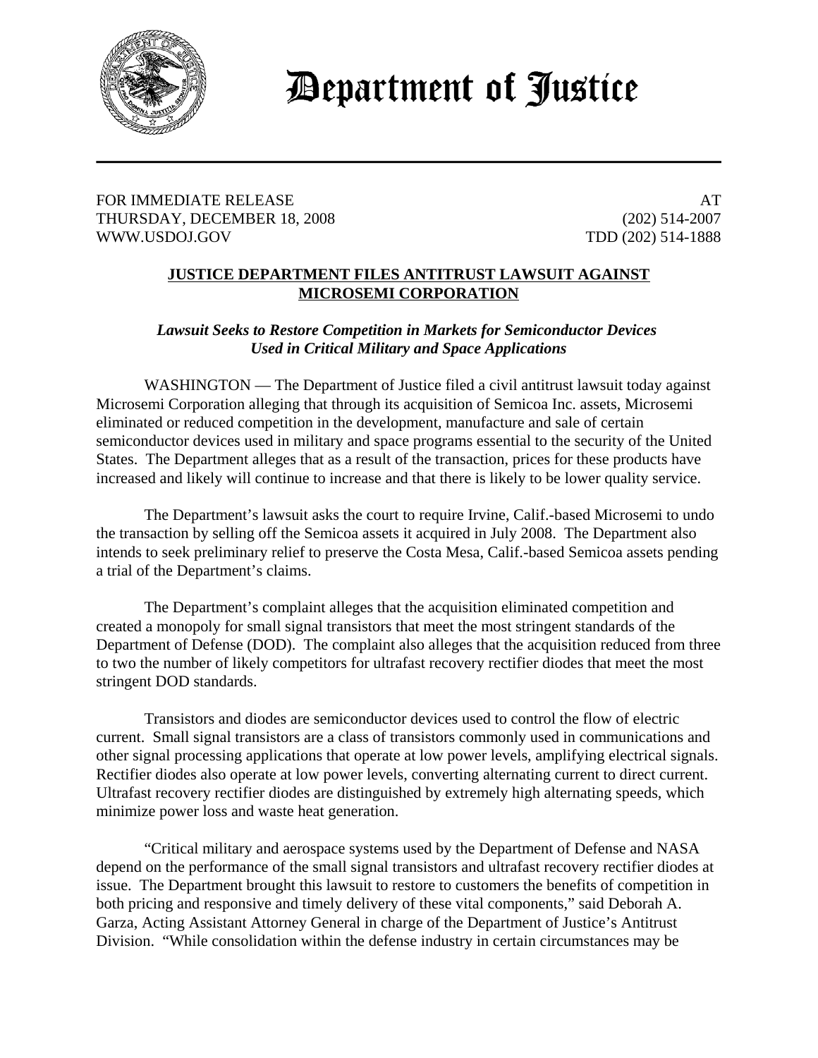# Department of Justice

FOR IMMEDIATE RELEASE
THURSDAY, DECEMBER 18, 2008
WWW.USDOJ.GOV

AT
(202) 514-2007
TDD (202) 514-1888

## **JUSTICE DEPARTMENT FILES ANTITRUST LAWSUIT AGAINST MICROSEMI CORPORATION**

***Lawsuit Seeks to Restore Competition in Markets for Semiconductor Devices Used in Critical Military and Space Applications***

WASHINGTON — The Department of Justice filed a civil antitrust lawsuit today against Microsemi Corporation alleging that through its acquisition of Semicoa Inc. assets, Microsemi eliminated or reduced competition in the development, manufacture and sale of certain semiconductor devices used in military and space programs essential to the security of the United States. The Department alleges that as a result of the transaction, prices for these products have increased and likely will continue to increase and that there is likely to be lower quality service.

The Department's lawsuit asks the court to require Irvine, Calif.-based Microsemi to undo the transaction by selling off the Semicoa assets it acquired in July 2008. The Department also intends to seek preliminary relief to preserve the Costa Mesa, Calif.-based Semicoa assets pending a trial of the Department's claims.

The Department's complaint alleges that the acquisition eliminated competition and created a monopoly for small signal transistors that meet the most stringent standards of the Department of Defense (DOD). The complaint also alleges that the acquisition reduced from three to two the number of likely competitors for ultrafast recovery rectifier diodes that meet the most stringent DOD standards.

Transistors and diodes are semiconductor devices used to control the flow of electric current. Small signal transistors are a class of transistors commonly used in communications and other signal processing applications that operate at low power levels, amplifying electrical signals. Rectifier diodes also operate at low power levels, converting alternating current to direct current. Ultrafast recovery rectifier diodes are distinguished by extremely high alternating speeds, which minimize power loss and waste heat generation.

"Critical military and aerospace systems used by the Department of Defense and NASA depend on the performance of the small signal transistors and ultrafast recovery rectifier diodes at issue. The Department brought this lawsuit to restore to customers the benefits of competition in both pricing and responsive and timely delivery of these vital components," said Deborah A. Garza, Acting Assistant Attorney General in charge of the Department of Justice's Antitrust Division. "While consolidation within the defense industry in certain circumstances may be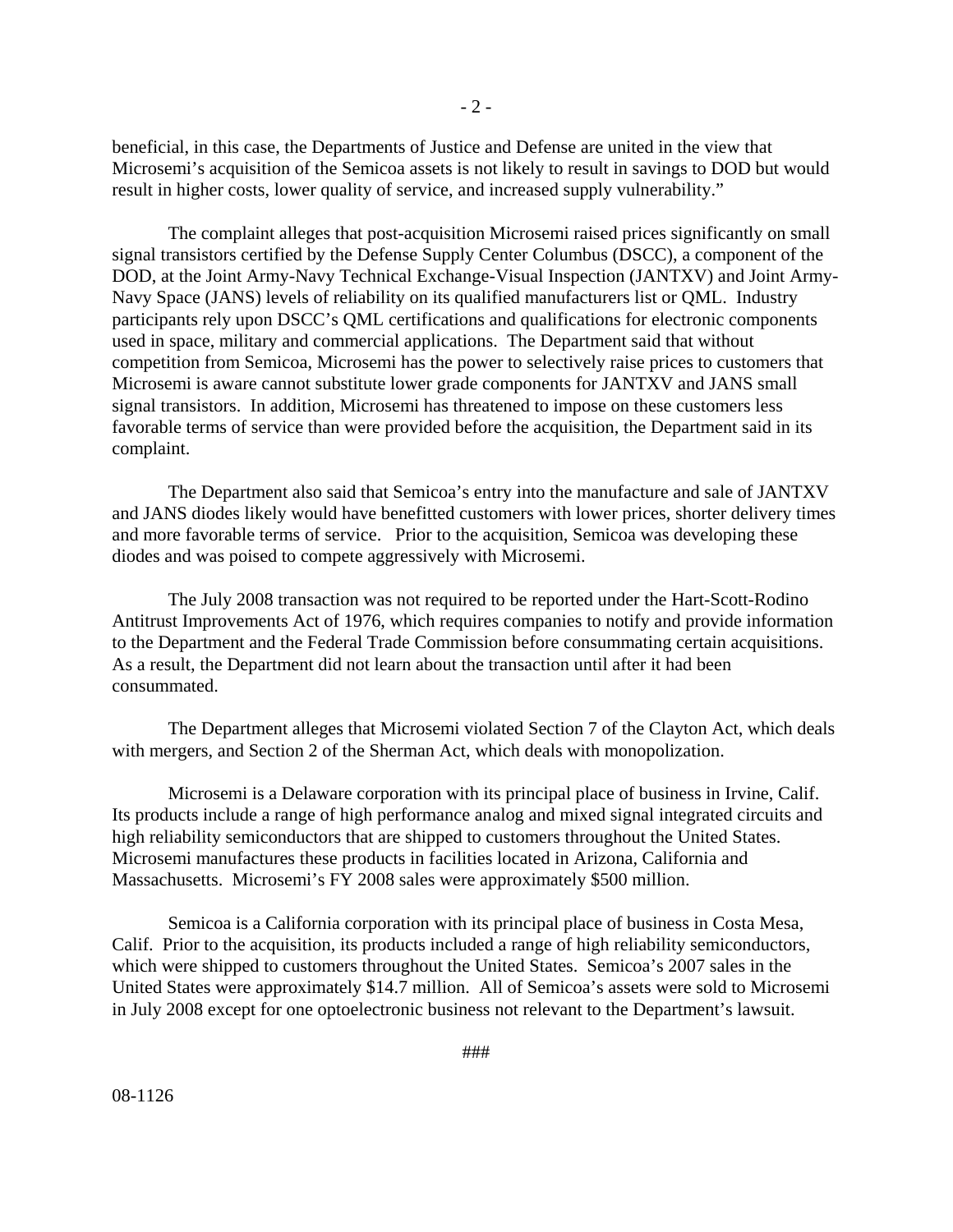beneficial, in this case, the Departments of Justice and Defense are united in the view that Microsemi's acquisition of the Semicoa assets is not likely to result in savings to DOD but would result in higher costs, lower quality of service, and increased supply vulnerability."

The complaint alleges that post-acquisition Microsemi raised prices significantly on small signal transistors certified by the Defense Supply Center Columbus (DSCC), a component of the DOD, at the Joint Army-Navy Technical Exchange-Visual Inspection (JANTXV) and Joint Army-Navy Space (JANS) levels of reliability on its qualified manufacturers list or QML. Industry participants rely upon DSCC's QML certifications and qualifications for electronic components used in space, military and commercial applications. The Department said that without competition from Semicoa, Microsemi has the power to selectively raise prices to customers that Microsemi is aware cannot substitute lower grade components for JANTXV and JANS small signal transistors. In addition, Microsemi has threatened to impose on these customers less favorable terms of service than were provided before the acquisition, the Department said in its complaint.

The Department also said that Semicoa's entry into the manufacture and sale of JANTXV and JANS diodes likely would have benefitted customers with lower prices, shorter delivery times and more favorable terms of service. Prior to the acquisition, Semicoa was developing these diodes and was poised to compete aggressively with Microsemi.

The July 2008 transaction was not required to be reported under the Hart-Scott-Rodino Antitrust Improvements Act of 1976, which requires companies to notify and provide information to the Department and the Federal Trade Commission before consummating certain acquisitions. As a result, the Department did not learn about the transaction until after it had been consummated.

The Department alleges that Microsemi violated Section 7 of the Clayton Act, which deals with mergers, and Section 2 of the Sherman Act, which deals with monopolization.

Microsemi is a Delaware corporation with its principal place of business in Irvine, Calif. Its products include a range of high performance analog and mixed signal integrated circuits and high reliability semiconductors that are shipped to customers throughout the United States. Microsemi manufactures these products in facilities located in Arizona, California and Massachusetts. Microsemi's FY 2008 sales were approximately $500 million.

Semicoa is a California corporation with its principal place of business in Costa Mesa, Calif. Prior to the acquisition, its products included a range of high reliability semiconductors, which were shipped to customers throughout the United States. Semicoa's 2007 sales in the United States were approximately $14.7 million. All of Semicoa's assets were sold to Microsemi in July 2008 except for one optoelectronic business not relevant to the Department's lawsuit.

###

08-1126